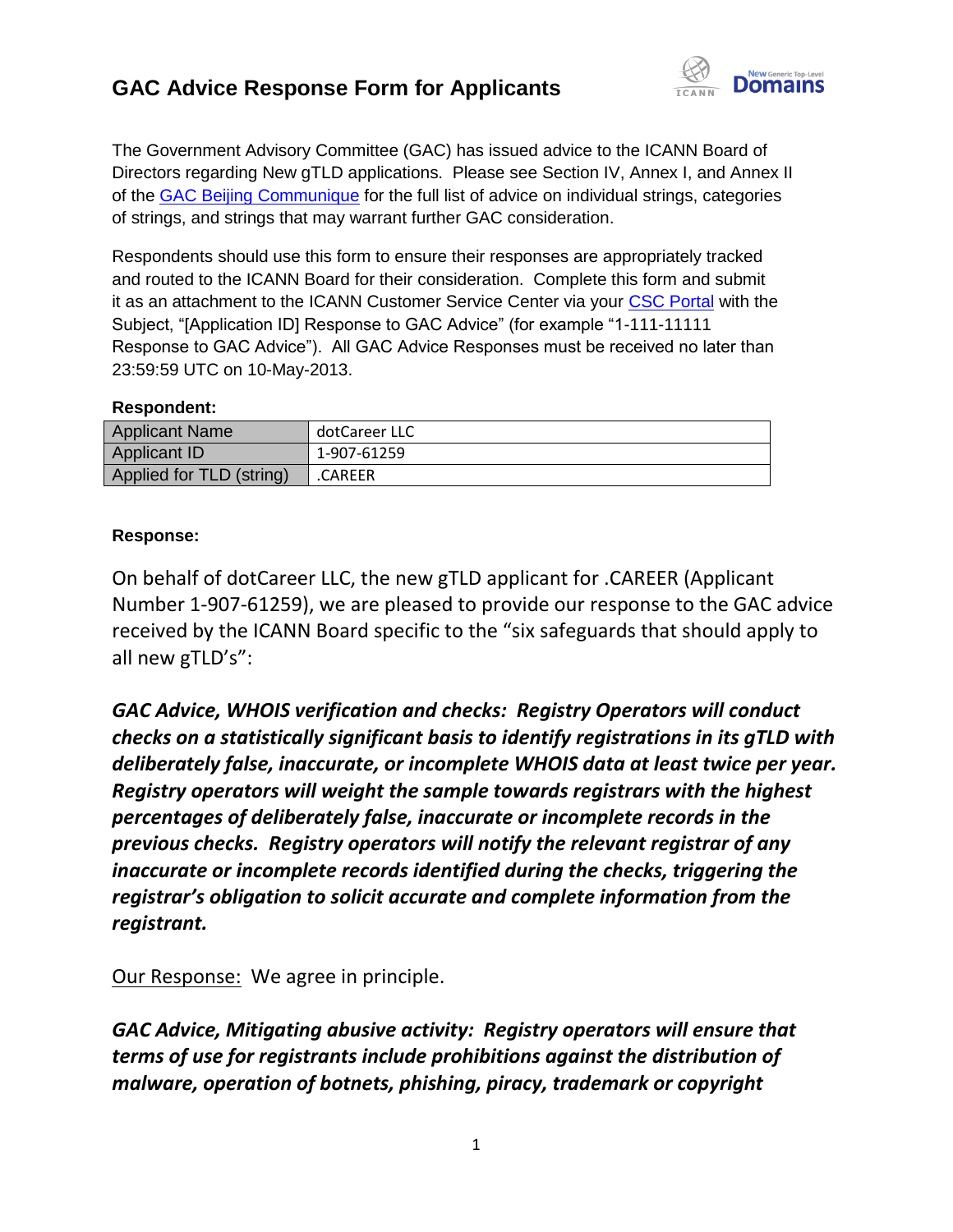# GAC Advice Response Form for Applicants

The Government Advisory Committee (GAC) has issued advice to the ICANN Board of Directors regarding New gTLD applications. Please see Section IV, Annex I, and Annex II of the GAC Beijing Communique for the full list of advice on individual strings, categories of strings, and strings that may warrant further GAC consideration.

Respondents should use this form to ensure their responses are appropriately tracked and routed to the ICANN Board for their consideration. Complete this form and submit it as an attachment to the ICANN Customer Service Center via your CSC Portal with the Subject, "[Application ID] Response to GAC Advice" (for example "1-111-11111 Response to GAC Advice"). All GAC Advice Responses must be received no later than 23:59:59 UTC on 10-May-2013.

**Respondent:**

| | |
|---|---|
| Applicant Name | dotCareer LLC |
| Applicant ID | 1-907-61259 |
| Applied for TLD (string) | .CAREER |

**Response:**

On behalf of dotCareer LLC, the new gTLD applicant for .CAREER (Applicant Number 1-907-61259), we are pleased to provide our response to the GAC advice received by the ICANN Board specific to the "six safeguards that should apply to all new gTLD's":

***GAC Advice, WHOIS verification and checks: Registry Operators will conduct checks on a statistically significant basis to identify registrations in its gTLD with deliberately false, inaccurate, or incomplete WHOIS data at least twice per year. Registry operators will weight the sample towards registrars with the highest percentages of deliberately false, inaccurate or incomplete records in the previous checks. Registry operators will notify the relevant registrar of any inaccurate or incomplete records identified during the checks, triggering the registrar's obligation to solicit accurate and complete information from the registrant.***

Our Response: We agree in principle.

***GAC Advice, Mitigating abusive activity: Registry operators will ensure that terms of use for registrants include prohibitions against the distribution of malware, operation of botnets, phishing, piracy, trademark or copyright***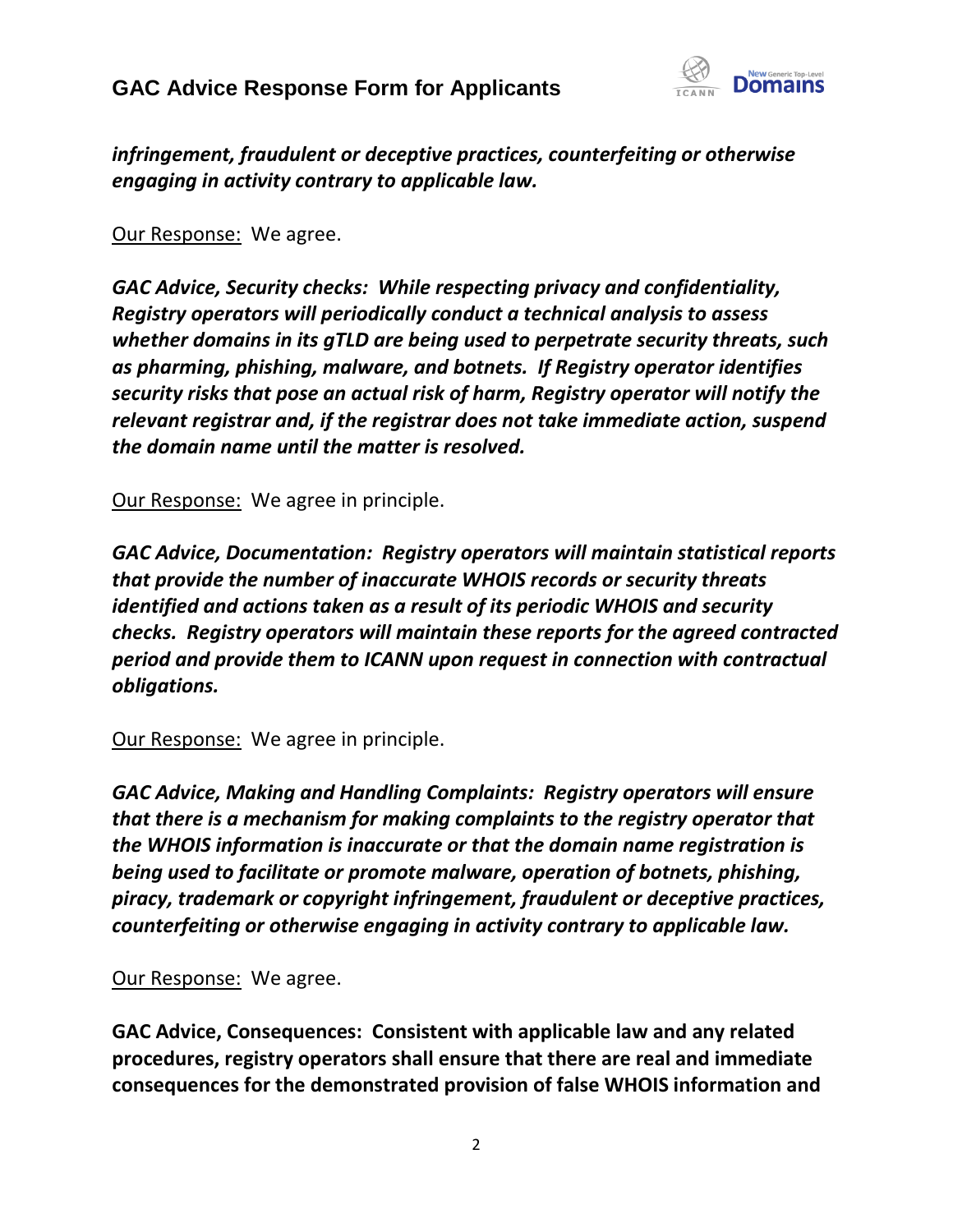***infringement, fraudulent or deceptive practices, counterfeiting or otherwise engaging in activity contrary to applicable law.***

Our Response: We agree.

***GAC Advice, Security checks: While respecting privacy and confidentiality, Registry operators will periodically conduct a technical analysis to assess whether domains in its gTLD are being used to perpetrate security threats, such as pharming, phishing, malware, and botnets. If Registry operator identifies security risks that pose an actual risk of harm, Registry operator will notify the relevant registrar and, if the registrar does not take immediate action, suspend the domain name until the matter is resolved.***

Our Response: We agree in principle.

***GAC Advice, Documentation: Registry operators will maintain statistical reports that provide the number of inaccurate WHOIS records or security threats identified and actions taken as a result of its periodic WHOIS and security checks. Registry operators will maintain these reports for the agreed contracted period and provide them to ICANN upon request in connection with contractual obligations.***

Our Response: We agree in principle.

***GAC Advice, Making and Handling Complaints: Registry operators will ensure that there is a mechanism for making complaints to the registry operator that the WHOIS information is inaccurate or that the domain name registration is being used to facilitate or promote malware, operation of botnets, phishing, piracy, trademark or copyright infringement, fraudulent or deceptive practices, counterfeiting or otherwise engaging in activity contrary to applicable law.***

Our Response: We agree.

**GAC Advice, Consequences: Consistent with applicable law and any related procedures, registry operators shall ensure that there are real and immediate consequences for the demonstrated provision of false WHOIS information and**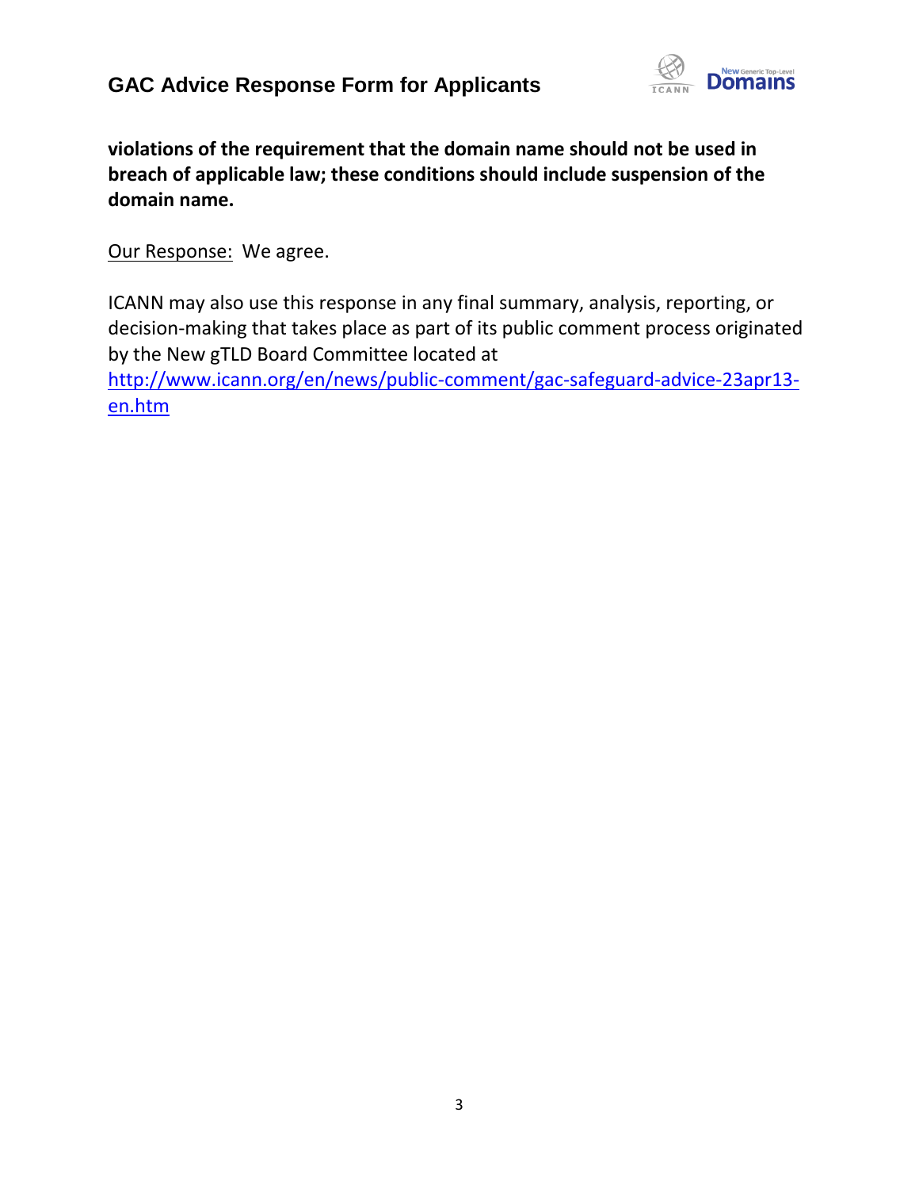**violations of the requirement that the domain name should not be used in breach of applicable law; these conditions should include suspension of the domain name.**

<u>Our Response:</u> We agree.

ICANN may also use this response in any final summary, analysis, reporting, or decision-making that takes place as part of its public comment process originated by the New gTLD Board Committee located at http://www.icann.org/en/news/public-comment/gac-safeguard-advice-23apr13-en.htm